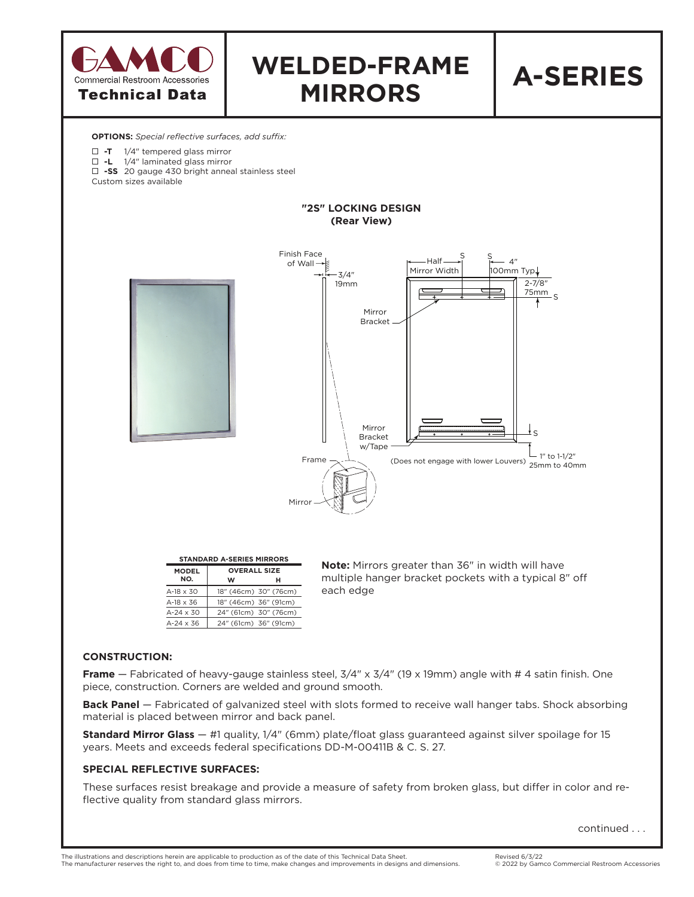# GAMCO

Commercial Restroom Accessories

**Technical Data**

# WELDED-FRAME MIRRORS

# A-SERIES

**OPTIONS:** *Special reflective surfaces, add suffix:*

- ☐ **-T** 1/4" tempered glass mirror
- ☐ **-L** 1/4" laminated glass mirror
- ☐ **-SS** 20 gauge 430 bright anneal stainless steel

Custom sizes available

**"2S" LOCKING DESIGN (Rear View)**

Finish Face of Wall — 3/4" 19mm — Mirror Bracket — Half Mirror Width — S — S — 4" 100mm Typ. — 2-7/8" 75mm — S — Mirror Bracket w/Tape — S — Frame — Mirror — (Does not engage with lower Louvers) — 1" to 1-1/2" 25mm to 40mm

**STANDARD A-SERIES MIRRORS**

| MODEL NO. | OVERALL SIZE | |
|---|---|---|
| | W | H |
| A-18 x 30 | 18" (46cm) | 30" (76cm) |
| A-18 x 36 | 18" (46cm) | 36" (91cm) |
| A-24 x 30 | 24" (61cm) | 30" (76cm) |
| A-24 x 36 | 24" (61cm) | 36" (91cm) |

**Note:** Mirrors greater than 36" in width will have multiple hanger bracket pockets with a typical 8" off each edge

### CONSTRUCTION:

**Frame** — Fabricated of heavy-gauge stainless steel, 3/4" x 3/4" (19 x 19mm) angle with # 4 satin finish. One piece, construction. Corners are welded and ground smooth.

**Back Panel** — Fabricated of galvanized steel with slots formed to receive wall hanger tabs. Shock absorbing material is placed between mirror and back panel.

**Standard Mirror Glass** — #1 quality, 1/4" (6mm) plate/float glass guaranteed against silver spoilage for 15 years. Meets and exceeds federal specifications DD-M-00411B & C. S. 27.

### SPECIAL REFLECTIVE SURFACES:

These surfaces resist breakage and provide a measure of safety from broken glass, but differ in color and reflective quality from standard glass mirrors.

continued . . .

The illustrations and descriptions herein are applicable to production as of the date of this Technical Data Sheet. The manufacturer reserves the right to, and does from time to time, make changes and improvements in designs and dimensions.

Revised 6/3/22
© 2022 by Gamco Commercial Restroom Accessories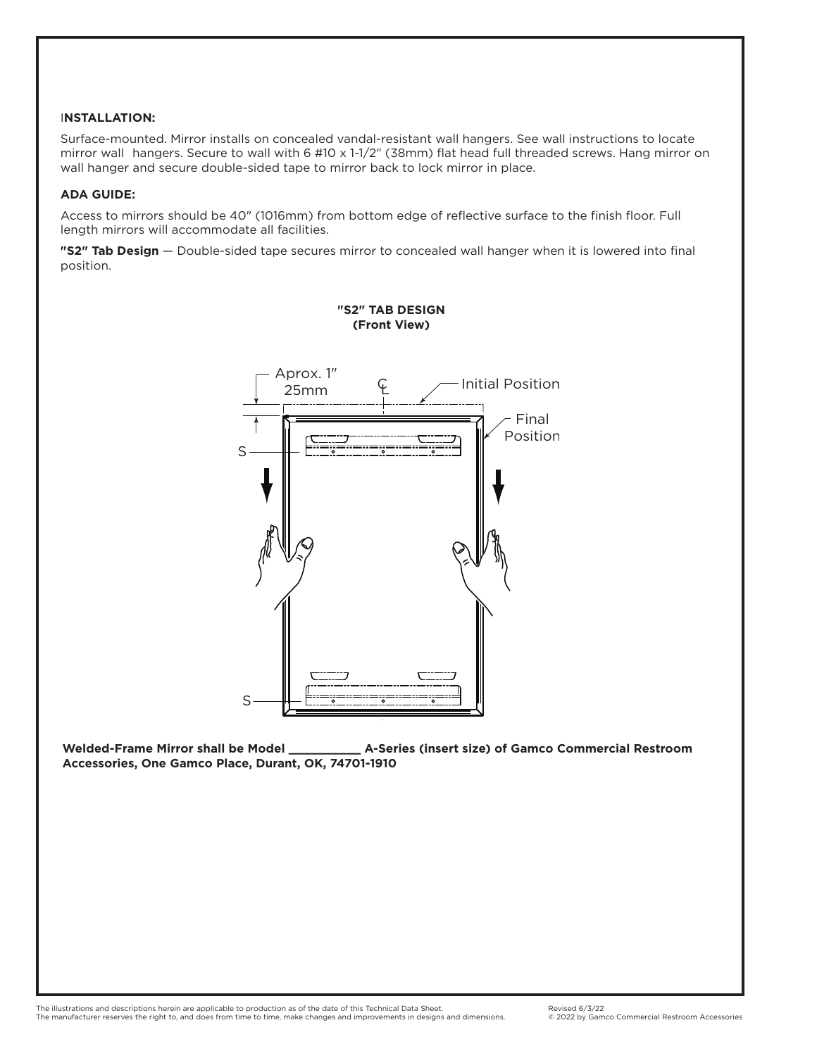**INSTALLATION:**

Surface-mounted. Mirror installs on concealed vandal-resistant wall hangers. See wall instructions to locate mirror wall hangers. Secure to wall with 6 #10 x 1-1/2" (38mm) flat head full threaded screws. Hang mirror on wall hanger and secure double-sided tape to mirror back to lock mirror in place.

**ADA GUIDE:**

Access to mirrors should be 40" (1016mm) from bottom edge of reflective surface to the finish floor. Full length mirrors will accommodate all facilities.

**"S2" Tab Design** — Double-sided tape secures mirror to concealed wall hanger when it is lowered into final position.

**"S2" TAB DESIGN**
**(Front View)**

Aprox. 1"
25mm

CL

Initial Position

Final
Position

S

S

**Welded-Frame Mirror shall be Model ___________ A-Series (insert size) of Gamco Commercial Restroom Accessories, One Gamco Place, Durant, OK, 74701-1910**

The illustrations and descriptions herein are applicable to production as of the date of this Technical Data Sheet.
The manufacturer reserves the right to, and does from time to time, make changes and improvements in designs and dimensions.

Revised 6/3/22
© 2022 by Gamco Commercial Restroom Accessories